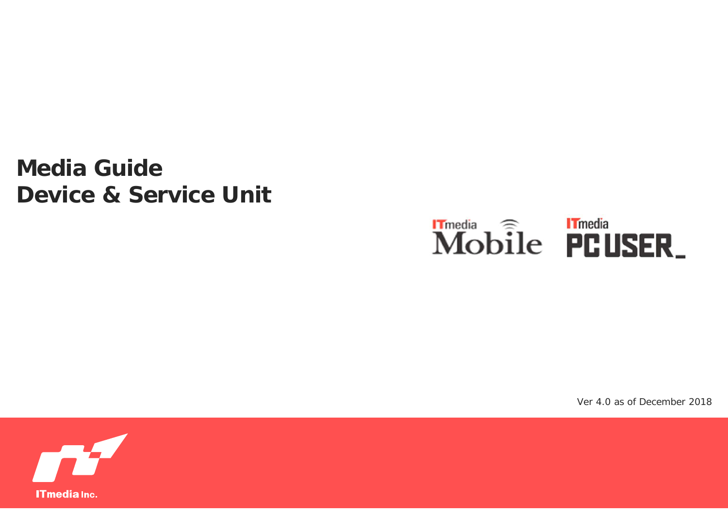# Media Guide
# Device & Service Unit

ITmedia Mobile

ITmedia PC USER_

Ver 4.0 as of December 2018

ITmedia Inc.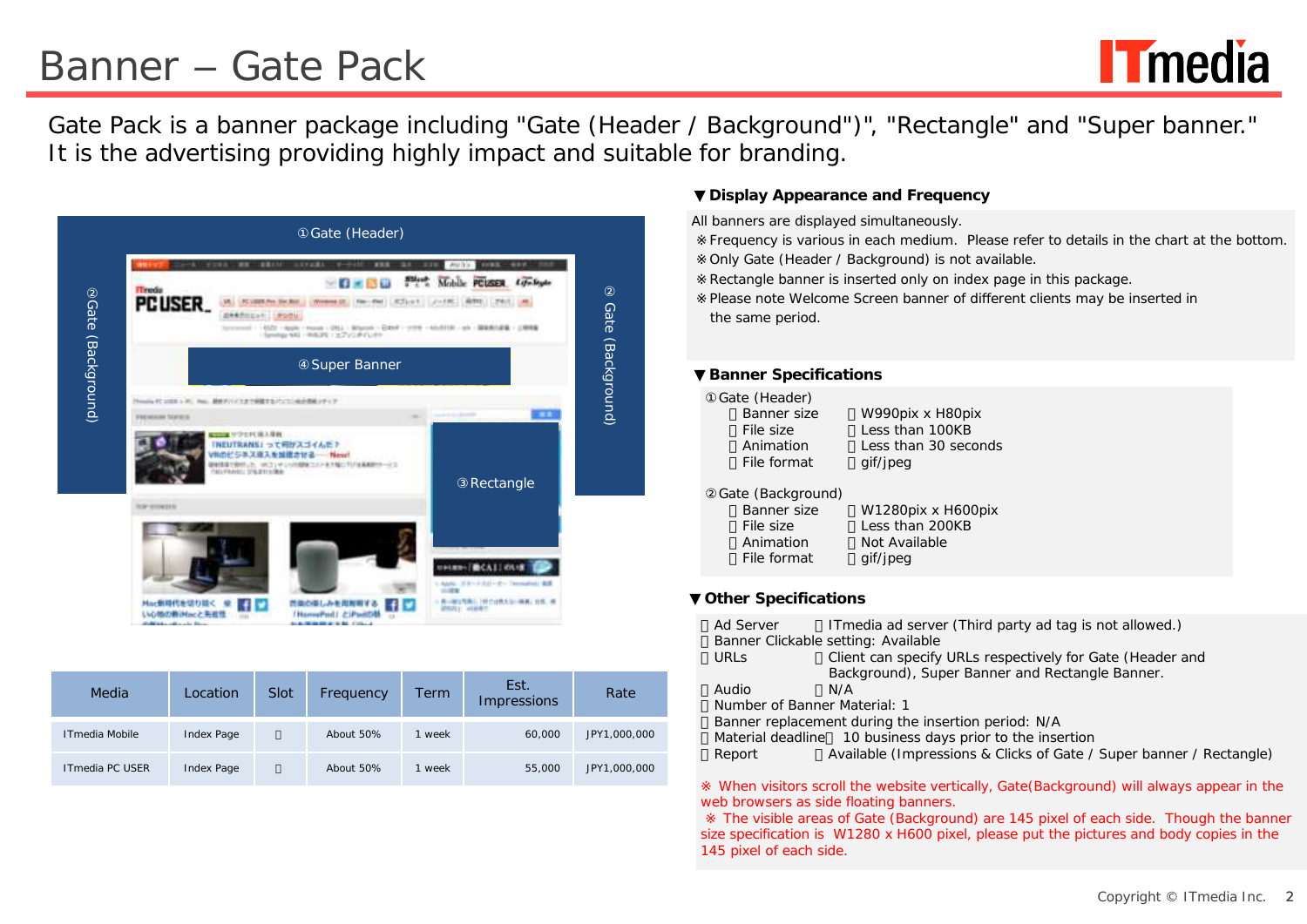# Banner – Gate Pack

Gate Pack is a banner package including "Gate (Header / Background")", "Rectangle" and "Super banner."
It is the advertising providing highly impact and suitable for branding.

①Gate (Header)

②Gate (Background)

④Super Banner

③Rectangle

②Gate (Background)

| Media | Location | Slot | Frequency | Term | Est. Impressions | Rate |
|---|---|---|---|---|---|---|
| ITmedia Mobile | Index Page | | About 50% | 1 week | 60,000 | JPY1,000,000 |
| ITmedia PC USER | Index Page | | About 50% | 1 week | 55,000 | JPY1,000,000 |

### ▼Display Appearance and Frequency

All banners are displayed simultaneously.
※Frequency is various in each medium. Please refer to details in the chart at the bottom.
※Only Gate (Header / Background) is not available.
※Rectangle banner is inserted only on index page in this package.
※Please note Welcome Screen banner of different clients may be inserted in the same period.

### ▼Banner Specifications

①Gate (Header)
- Banner size: W990pix x H80pix
- File size: Less than 100KB
- Animation: Less than 30 seconds
- File format: gif/jpeg

②Gate (Background)
- Banner size: W1280pix x H600pix
- File size: Less than 200KB
- Animation: Not Available
- File format: gif/jpeg

### ▼Other Specifications

- Ad Server: ITmedia ad server (Third party ad tag is not allowed.)
- Banner Clickable setting: Available
- URLs: Client can specify URLs respectively for Gate (Header and Background), Super Banner and Rectangle Banner.
- Audio: N/A
- Number of Banner Material: 1
- Banner replacement during the insertion period: N/A
- Material deadline: 10 business days prior to the insertion
- Report: Available (Impressions & Clicks of Gate / Super banner / Rectangle)

※ When visitors scroll the website vertically, Gate(Background) will always appear in the web browsers as side floating banners.
※ The visible areas of Gate (Background) are 145 pixel of each side. Though the banner size specification is W1280 x H600 pixel, please put the pictures and body copies in the 145 pixel of each side.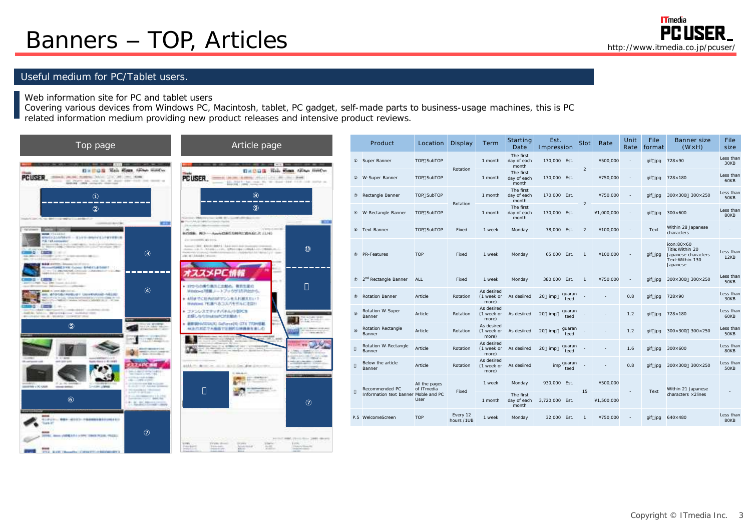# Banners – TOP, Articles

## Useful medium for PC/Tablet users.

Web information site for PC and tablet users
Covering various devices from Windows PC, Macintosh, tablet, PC gadget, self-made parts to business-usage machines, this is PC related information medium providing new product releases and intensive product reviews.

Top page

Article page

| | Product | Location | Display | Term | Starting Date | Est. Impression | Slot | Rate | Unit Rate | File format | Banner size (W×H) | File size |
|---|---|---|---|---|---|---|---|---|---|---|---|---|
| ① | Super Banner | TOP・SubTOP | Rotation | 1 month | The first day of each month | 170,000 Est. | 2 | ¥500,000 | - | gif・jpg | 728×90 | Less than 30KB |
| ② | W-Super Banner | TOP・SubTOP | | 1 month | The first day of each month | 170,000 Est. | | ¥750,000 | - | gif・jpg | 728×180 | Less than 60KB |
| ③ | Rectangle Banner | TOP・SubTOP | Rotation | 1 month | The first day of each month | 170,000 Est. | 2 | ¥750,000 | - | gif・jpg | 300×300・300×250 | Less than 50KB |
| ④ | W-Rectangle Banner | TOP・SubTOP | | 1 month | The first day of each month | 170,000 Est. | | ¥1,000,000 | - | gif・jpg | 300×600 | Less than 80KB |
| ⑤ | Text Banner | TOP・SubTOP | Fixed | 1 week | Monday | 78,000 Est. | 2 | ¥100,000 | - | Text | Within 28 Japanese characters | - |
| ⑥ | PR-Features | TOP | Fixed | 1 week | Monday | 65,000 Est. | 1 | ¥100,000 | - | gif・jpg | icon:80×60 Title:Within 20 Japanese characters Text:Within 130 Japanese | Less than 12KB |
| ⑦ | 2nd Rectangle Banner | ALL | Fixed | 1 week | Monday | 380,000 Est. | 1 | ¥750,000 | - | gif・jpg | 300×300・300×250 | Less than 50KB |
| ⑧ | Rotation Banner | Article | Rotation | As desired (1 week or more) | As desiired | 20万imp～ guaranteed | - | - | 0.8 | gif・jpg | 728×90 | Less than 30KB |
| ⑨ | Rotation W-Super Banner | Article | Rotation | As desired (1 week or more) | As desiired | 20万imp～ guaranteed | - | - | 1.2 | gif・jpg | 728×180 | Less than 60KB |
| ⑩ | Rotation Rectangle Banner | Article | Rotation | As desired (1 week or more) | As desiired | 20万imp～ guaranteed | - | - | 1.2 | gif・jpg | 300×300・300×250 | Less than 50KB |
| ⑪ | Rotation W-Rectangle Banner | Article | Rotation | As desired (1 week or more) | As desiired | 20万imp～ guaranteed | - | - | 1.6 | gif・jpg | 300×600 | Less than 80KB |
| ⑫ | Below the article Banner | Article | Rotation | As desired (1 week or more) | As desiired | imp guaranteed | - | - | 0.8 | gif・jpg | 300×300・300×250 | Less than 50KB |
| ⑬ | Recommended PC Information text banner | All the pages of ITmedia Mobile and PC User | Fixed | 1 week | Monday | 930,000 Est. | 15 | ¥500,000 | - | Text | Within 21 Japanese characters ×2lines | - |
| | | | | 1 month | The first day of each month | 3,720,000 Est. | | ¥1,500,000 | | | | |
| P.5 | WelcomeScreen | TOP | Every 12 hours /1UB | 1 week | Monday | 32,000 Est. | 1 | ¥750,000 | - | gif・jpg | 640×480 | Less than 80KB |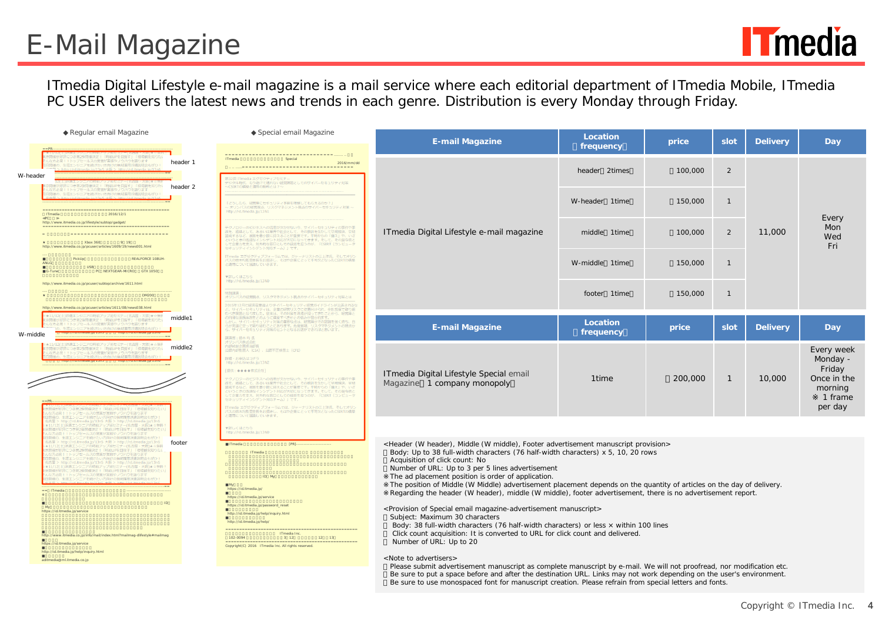# E-Mail Magazine

ITmedia Digital Lifestyle e-mail magazine is a mail service where each editorial department of ITmedia Mobile, ITmedia PC USER delivers the latest news and trends in each genre. Distribution is every Monday through Friday.

◆Regular email Magazine

◆Special email Magazine

header 1

header 2

W-header

middle1

middle2

W-middle

footer

| E-mail Magazine | Location （frequency） | price | slot | Delivery | Day |
|---|---|---|---|---|---|
| ITmedia Digital Lifestyle e-mail magazine | header（2times） | ￥100,000 | 2 | 11,000 | Every Mon Wed Fri |
| | W-header（1time） | ￥150,000 | 1 | | |
| | middle（1time） | ￥100,000 | 2 | | |
| | W-middle（1time） | ￥150,000 | 1 | | |
| | footer（1time） | ￥150,000 | 1 | | |

| E-mail Magazine | Location （frequency） | price | slot | Delivery | Day |
|---|---|---|---|---|---|
| ITmedia Digital Lifestyle Special email Magazine（1 company monopoly） | 1time | ￥200,000 | 1 | 10,000 | Every week Monday - Friday Once in the morning ※ 1 frame per day |

<Header (W header), Middle (W middle), Footer advertisement manuscript provision>
・Body: Up to 38 full-width characters (76 half-width characters) x 5, 10, 20 rows
・Acquisition of click count: No
・Number of URL: Up to 3 per 5 lines advertisement
※The ad placement position is order of application.
※The position of Middle (W Middle) advertisement placement depends on the quantity of articles on the day of delivery.
※Regarding the header (W header), middle (W middle), footer advertisement, there is no advertisement report.

<Provision of Special email magazine-advertisement manuscript>
・Subject: Maximum 30 characters
・Body: 38 full-width characters (76 half-width characters) or less × within 100 lines
・Click count acquisition: It is converted to URL for click count and delivered.
・Number of URL: Up to 20

<Note to advertisers>
・Please submit advertisement manuscript as complete manuscript by e-mail. We will not proofread, nor modification etc.
・Be sure to put a space before and after the destination URL. Links may not work depending on the user's environment.
・Be sure to use monospaced font for manuscript creation. Please refrain from special letters and fonts.